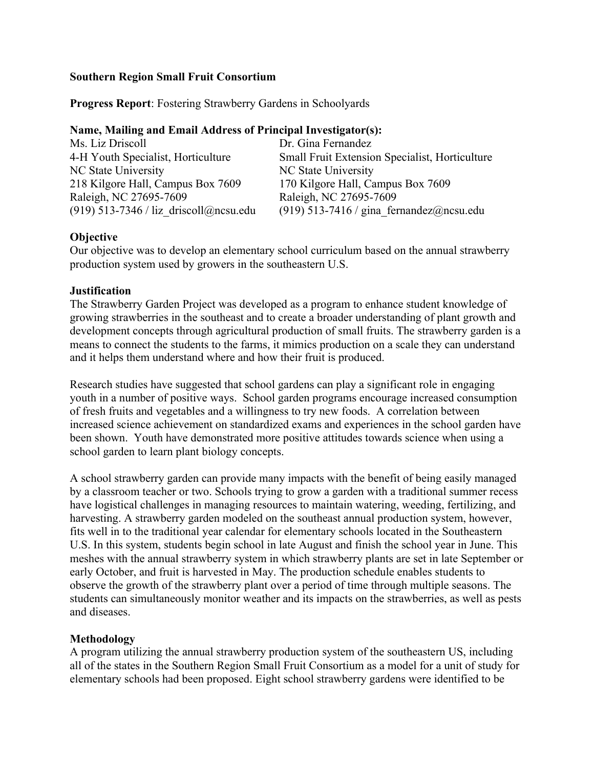**Southern Region Small Fruit Consortium**

**Progress Report**: Fostering Strawberry Gardens in Schoolyards

**Name, Mailing and Email Address of Principal Investigator(s):**

Ms. Liz Driscoll
4-H Youth Specialist, Horticulture
NC State University
218 Kilgore Hall, Campus Box 7609
Raleigh, NC 27695-7609
(919) 513-7346 / liz_driscoll@ncsu.edu

Dr. Gina Fernandez
Small Fruit Extension Specialist, Horticulture
NC State University
170 Kilgore Hall, Campus Box 7609
Raleigh, NC 27695-7609
(919) 513-7416 / gina_fernandez@ncsu.edu

**Objective**

Our objective was to develop an elementary school curriculum based on the annual strawberry production system used by growers in the southeastern U.S.

**Justification**

The Strawberry Garden Project was developed as a program to enhance student knowledge of growing strawberries in the southeast and to create a broader understanding of plant growth and development concepts through agricultural production of small fruits. The strawberry garden is a means to connect the students to the farms, it mimics production on a scale they can understand and it helps them understand where and how their fruit is produced.

Research studies have suggested that school gardens can play a significant role in engaging youth in a number of positive ways. School garden programs encourage increased consumption of fresh fruits and vegetables and a willingness to try new foods. A correlation between increased science achievement on standardized exams and experiences in the school garden have been shown. Youth have demonstrated more positive attitudes towards science when using a school garden to learn plant biology concepts.

A school strawberry garden can provide many impacts with the benefit of being easily managed by a classroom teacher or two. Schools trying to grow a garden with a traditional summer recess have logistical challenges in managing resources to maintain watering, weeding, fertilizing, and harvesting. A strawberry garden modeled on the southeast annual production system, however, fits well in to the traditional year calendar for elementary schools located in the Southeastern U.S. In this system, students begin school in late August and finish the school year in June. This meshes with the annual strawberry system in which strawberry plants are set in late September or early October, and fruit is harvested in May. The production schedule enables students to observe the growth of the strawberry plant over a period of time through multiple seasons. The students can simultaneously monitor weather and its impacts on the strawberries, as well as pests and diseases.

**Methodology**

A program utilizing the annual strawberry production system of the southeastern US, including all of the states in the Southern Region Small Fruit Consortium as a model for a unit of study for elementary schools had been proposed. Eight school strawberry gardens were identified to be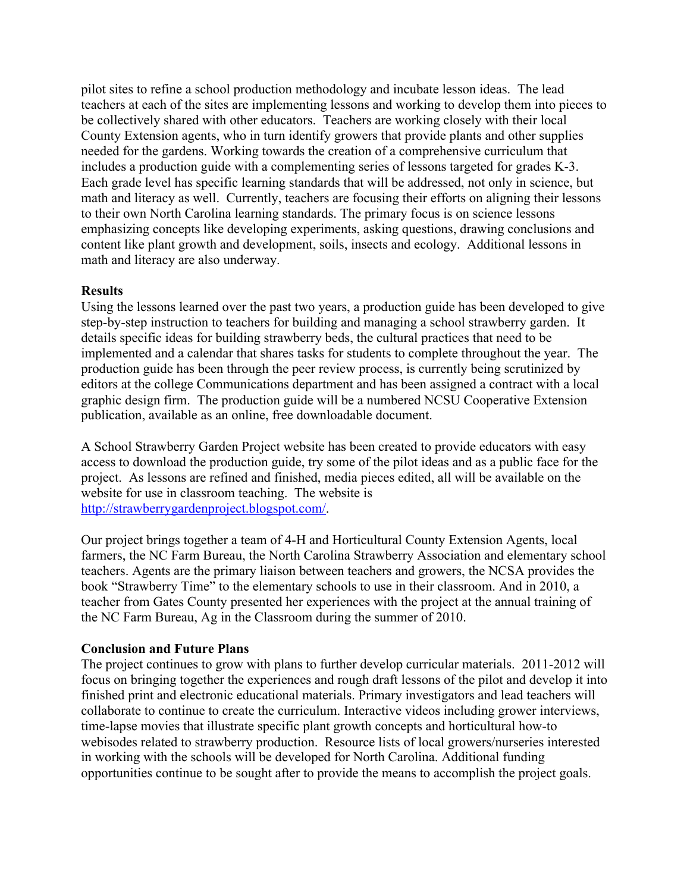pilot sites to refine a school production methodology and incubate lesson ideas. The lead teachers at each of the sites are implementing lessons and working to develop them into pieces to be collectively shared with other educators. Teachers are working closely with their local County Extension agents, who in turn identify growers that provide plants and other supplies needed for the gardens. Working towards the creation of a comprehensive curriculum that includes a production guide with a complementing series of lessons targeted for grades K-3. Each grade level has specific learning standards that will be addressed, not only in science, but math and literacy as well. Currently, teachers are focusing their efforts on aligning their lessons to their own North Carolina learning standards. The primary focus is on science lessons emphasizing concepts like developing experiments, asking questions, drawing conclusions and content like plant growth and development, soils, insects and ecology. Additional lessons in math and literacy are also underway.

**Results**

Using the lessons learned over the past two years, a production guide has been developed to give step-by-step instruction to teachers for building and managing a school strawberry garden. It details specific ideas for building strawberry beds, the cultural practices that need to be implemented and a calendar that shares tasks for students to complete throughout the year. The production guide has been through the peer review process, is currently being scrutinized by editors at the college Communications department and has been assigned a contract with a local graphic design firm. The production guide will be a numbered NCSU Cooperative Extension publication, available as an online, free downloadable document.

A School Strawberry Garden Project website has been created to provide educators with easy access to download the production guide, try some of the pilot ideas and as a public face for the project. As lessons are refined and finished, media pieces edited, all will be available on the website for use in classroom teaching. The website is http://strawberrygardenproject.blogspot.com/.

Our project brings together a team of 4-H and Horticultural County Extension Agents, local farmers, the NC Farm Bureau, the North Carolina Strawberry Association and elementary school teachers. Agents are the primary liaison between teachers and growers, the NCSA provides the book "Strawberry Time" to the elementary schools to use in their classroom. And in 2010, a teacher from Gates County presented her experiences with the project at the annual training of the NC Farm Bureau, Ag in the Classroom during the summer of 2010.

**Conclusion and Future Plans**

The project continues to grow with plans to further develop curricular materials. 2011-2012 will focus on bringing together the experiences and rough draft lessons of the pilot and develop it into finished print and electronic educational materials. Primary investigators and lead teachers will collaborate to continue to create the curriculum. Interactive videos including grower interviews, time-lapse movies that illustrate specific plant growth concepts and horticultural how-to webisodes related to strawberry production. Resource lists of local growers/nurseries interested in working with the schools will be developed for North Carolina. Additional funding opportunities continue to be sought after to provide the means to accomplish the project goals.